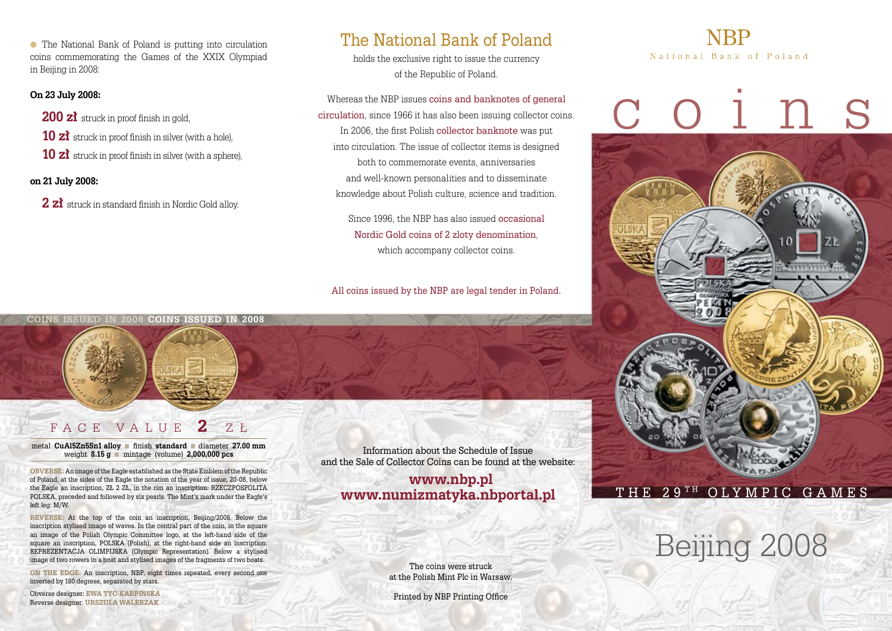● The National Bank of Poland is putting into circulation coins commemorating the Games of the XXIX Olympiad in Beijing in 2008:

**On 23 July 2008:**

**200 zł** struck in proof finish in gold,

**10 zł** struck in proof finish in silver (with a hole),

**10 zł** struck in proof finish in silver (with a sphere),

**on 21 July 2008:**

**2 zł** struck in standard finish in Nordic Gold alloy.

**COINS ISSUED IN 2008 COINS ISSUED IN 2008**

## FACE VALUE 2 ZŁ

metal **CuAl5Zn5Sn1 alloy** ■ finish **standard** ■ diameter **27.00 mm** weight **8.15 g** ■ mintage (volume) **2,000,000 pcs**

**OBVERSE:** An image of the Eagle established as the State Emblem of the Republic of Poland, at the sides of the Eagle the notation of the year of issue, 20-08, below the Eagle an inscription, ZŁ 2 ZŁ, in the rim an inscription: RZECZPOSPOLITA POLSKA, preceded and followed by six pearls. The Mint's mark under the Eagle's left leg: M/W.

**REVERSE:** At the top of the coin an inscription, Beijing/2008. Below the inscription stylised image of waves. In the central part of the coin, in the square an image of the Polish Olympic Committee logo, at the left-hand side of the square an inscription, POLSKA (Polish), at the right-hand side an inscription: REPREZENTACJA OLIMPIJSKA (Olympic Representation). Below a stylised image of two rowers in a boat and stylised images of the fragments of two boats.

**ON THE EDGE:** An inscription, NBP, eight times repeated, every second one inverted by 180 degrees, separated by stars.

Obverse designer: **EWA TYC-KARPIŃSKA**
Reverse designer: **URSZULA WALERZAK**

## The National Bank of Poland

holds the exclusive right to issue the currency of the Republic of Poland.

Whereas the NBP issues coins and banknotes of general circulation, since 1966 it has also been issuing collector coins. In 2006, the first Polish collector banknote was put into circulation. The issue of collector items is designed both to commemorate events, anniversaries and well-known personalities and to disseminate knowledge about Polish culture, science and tradition.

Since 1996, the NBP has also issued occasional Nordic Gold coins of 2 zloty denomination, which accompany collector coins.

All coins issued by the NBP are legal tender in Poland.

Information about the Schedule of Issue and the Sale of Collector Coins can be found at the website:

**www.nbp.pl**
**www.numizmatyka.nbportal.pl**

The coins were struck at the Polish Mint Plc in Warsaw.

Printed by NBP Printing Office

# NBP

National Bank of Poland

# coins

THE 29TH OLYMPIC GAMES

# Beijing 2008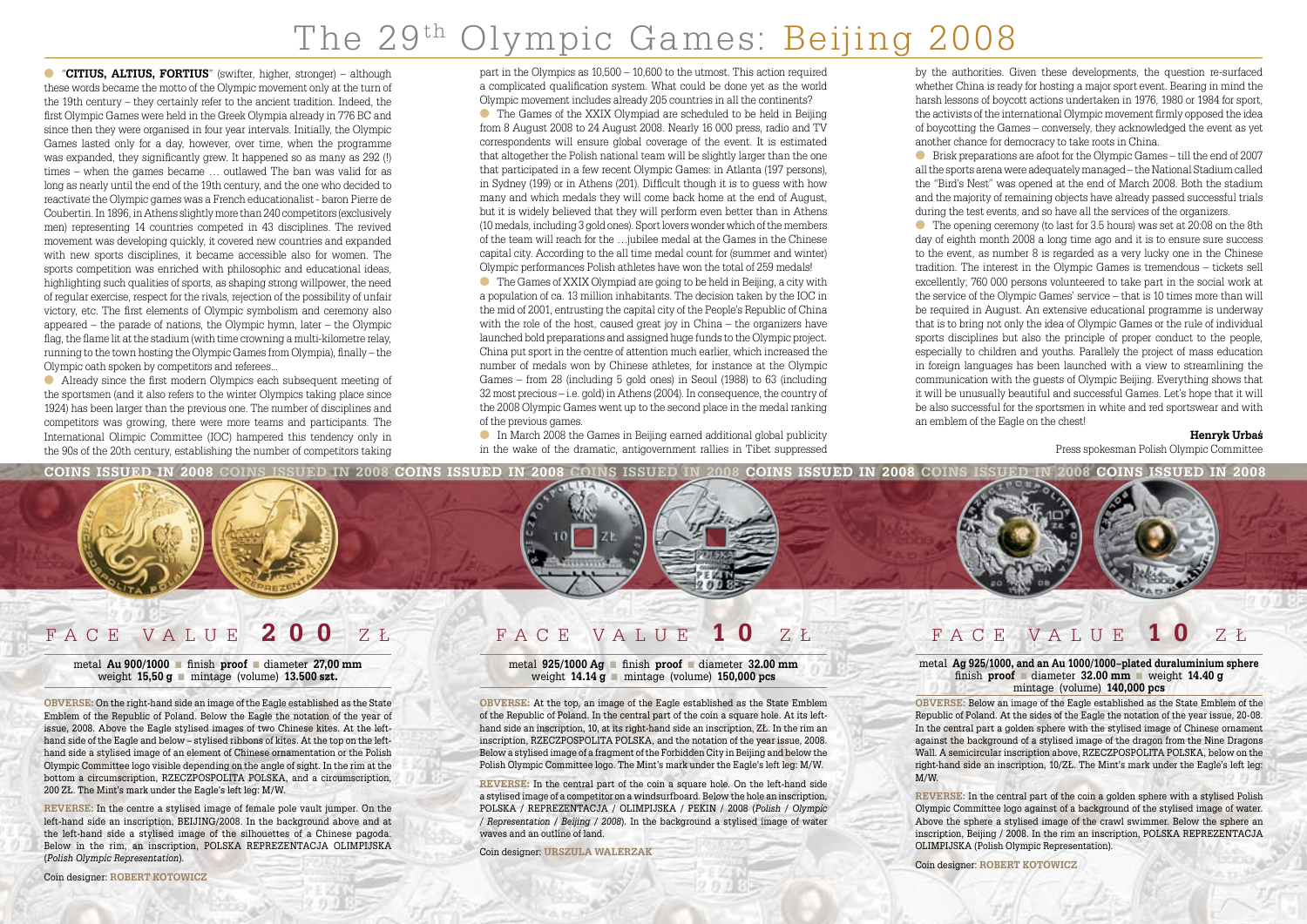# The 29th Olympic Games: Beijing 2008

● "**CITIUS, ALTIUS, FORTIUS**" (swifter, higher, stronger) – although these words became the motto of the Olympic movement only at the turn of the 19th century – they certainly refer to the ancient tradition. Indeed, the first Olympic Games were held in the Greek Olympia already in 776 BC and since then they were organised in four year intervals. Initially, the Olympic Games lasted only for a day, however, over time, when the programme was expanded, they significantly grew. It happened so as many as 292 (!) times – when the games became … outlawed The ban was valid for as long as nearly until the end of the 19th century, and the one who decided to reactivate the Olympic games was a French educationalist - baron Pierre de Coubertin. In 1896, in Athens slightly more than 240 competitors (exclusively men) representing 14 countries competed in 43 disciplines. The revived movement was developing quickly, it covered new countries and expanded with new sports disciplines, it became accessible also for women. The sports competition was enriched with philosophic and educational ideas, highlighting such qualities of sports, as shaping strong willpower, the need of regular exercise, respect for the rivals, rejection of the possibility of unfair victory, etc. The first elements of Olympic symbolism and ceremony also appeared – the parade of nations, the Olympic hymn, later – the Olympic flag, the flame lit at the stadium (with time crowning a multi-kilometre relay, running to the town hosting the Olympic Games from Olympia), finally – the Olympic oath spoken by competitors and referees...

● Already since the first modern Olympics each subsequent meeting of the sportsmen (and it also refers to the winter Olympics taking place since 1924) has been larger than the previous one. The number of disciplines and competitors was growing, there were more teams and participants. The International Olimpic Committee (IOC) hampered this tendency only in the 90s of the 20th century, establishing the number of competitors taking part in the Olympics as 10,500 – 10,600 to the utmost. This action required a complicated qualification system. What could be done yet as the world Olympic movement includes already 205 countries in all the continents?

● The Games of the XXIX Olympiad are scheduled to be held in Beijing from 8 August 2008 to 24 August 2008. Nearly 16 000 press, radio and TV correspondents will ensure global coverage of the event. It is estimated that altogether the Polish national team will be slightly larger than the one that participated in a few recent Olympic Games: in Atlanta (197 persons), in Sydney (199) or in Athens (201). Difficult though it is to guess with how many and which medals they will come back home at the end of August, but it is widely believed that they will perform even better than in Athens (10 medals, including 3 gold ones). Sport lovers wonder which of the members of the team will reach for the …jubilee medal at the Games in the Chinese capital city. According to the all time medal count for (summer and winter) Olympic performances Polish athletes have won the total of 259 medals!

● The Games of XXIX Olympiad are going to be held in Beijing, a city with a population of ca. 13 million inhabitants. The decision taken by the IOC in the mid of 2001, entrusting the capital city of the People's Republic of China with the role of the host, caused great joy in China – the organizers have launched bold preparations and assigned huge funds to the Olympic project. China put sport in the centre of attention much earlier, which increased the number of medals won by Chinese athletes, for instance at the Olympic Games – from 28 (including 5 gold ones) in Seoul (1988) to 63 (including 32 most precious – i.e. gold) in Athens (2004). In consequence, the country of the 2008 Olympic Games went up to the second place in the medal ranking of the previous games.

● In March 2008 the Games in Beijing earned additional global publicity in the wake of the dramatic, antigovernment rallies in Tibet suppressed by the authorities. Given these developments, the question re-surfaced whether China is ready for hosting a major sport event. Bearing in mind the harsh lessons of boycott actions undertaken in 1976, 1980 or 1984 for sport, the activists of the international Olympic movement firmly opposed the idea of boycotting the Games – conversely, they acknowledged the event as yet another chance for democracy to take roots in China.

● Brisk preparations are afoot for the Olympic Games – till the end of 2007 all the sports arena were adequately managed – the National Stadium called the "Bird's Nest" was opened at the end of March 2008. Both the stadium and the majority of remaining objects have already passed successful trials during the test events, and so have all the services of the organizers.

● The opening ceremony (to last for 3.5 hours) was set at 20:08 on the 8th day of eighth month 2008 a long time ago and it is to ensure sure success to the event, as number 8 is regarded as a very lucky one in the Chinese tradition. The interest in the Olympic Games is tremendous – tickets sell excellently; 760 000 persons volunteered to take part in the social work at the service of the Olympic Games' service – that is 10 times more than will be required in August. An extensive educational programme is underway that is to bring not only the idea of Olympic Games or the rule of individual sports disciplines but also the principle of proper conduct to the people, especially to children and youths. Parallely the project of mass education in foreign languages has been launched with a view to streamlining the communication with the guests of Olympic Beijing. Everything shows that it will be unusually beautiful and successful Games. Let's hope that it will be also successful for the sportsmen in white and red sportswear and with an emblem of the Eagle on the chest!

**Henryk Urbaś**
Press spokesman Polish Olympic Committee

**COINS ISSUED IN 2008**

## FACE VALUE 200 ZŁ

metal **Au 900/1000** ■ finish **proof** ■ diameter **27,00 mm**
weight **15,50 g** ■ mintage (volume) **13.500 szt.**

**OBVERSE:** On the right-hand side an image of the Eagle established as the State Emblem of the Republic of Poland. Below the Eagle the notation of the year of issue, 2008. Above the Eagle stylised images of two Chinese kites. At the left-hand side of the Eagle and below – stylised ribbons of kites. At the top on the left-hand side a stylised image of an element of Chinese ornamentation or the Polish Olympic Committee logo visible depending on the angle of sight. In the rim at the bottom a circumscription, RZECZPOSPOLITA POLSKA, and a circumscription, 200 ZŁ. The Mint's mark under the Eagle's left leg: M/W.

**REVERSE:** In the centre a stylised image of female pole vault jumper. On the left-hand side an inscription, BEIJING/2008. In the background above and at the left-hand side a stylised image of the silhouettes of a Chinese pagoda. Below in the rim, an inscription, POLSKA REPREZENTACJA OLIMPIJSKA (*Polish Olympic Representation*).

Coin designer: **ROBERT KOTOWICZ**

## FACE VALUE 10 ZŁ

metal **925/1000 Ag** ■ finish **proof** ■ diameter **32.00 mm**
weight **14.14 g** ■ mintage (volume) **150,000 pcs**

**OBVERSE:** At the top, an image of the Eagle established as the State Emblem of the Republic of Poland. In the central part of the coin a square hole. At its left-hand side an inscription, 10, at its right-hand side an inscription, ZŁ. In the rim an inscription, RZECZPOSPOLITA POLSKA, and the notation of the year issue, 2008. Below a stylised image of a fragment of the Forbidden City in Beijing and below the Polish Olympic Committee logo. The Mint's mark under the Eagle's left leg: M/W.

**REVERSE:** In the central part of the coin a square hole. On the left-hand side a stylised image of a competitor on a windsurfboard. Below the hole an inscription, POLSKA / REPREZENTACJA / OLIMPIJSKA / PEKIN / 2008 (*Polish / Olympic / Representation / Beijing / 2008*). In the background a stylised image of water waves and an outline of land.

Coin designer: **URSZULA WALERZAK**

## FACE VALUE 10 ZŁ

metal **Ag 925/1000, and an Au 1000/1000–plated duraluminium sphere**
finish **proof** ■ diameter **32.00 mm** ■ weight **14.40 g**
mintage (volume) **140,000 pcs**

**OBVERSE:** Below an image of the Eagle established as the State Emblem of the Republic of Poland. At the sides of the Eagle the notation of the year issue, 20-08. In the central part a golden sphere with the stylised image of Chinese ornament against the background of a stylised image of the dragon from the Nine Dragons Wall. A semicircular inscription above, RZECZPOSPOLITA POLSKA, below on the right-hand side an inscription, 10/ZŁ. The Mint's mark under the Eagle's left leg: M/W.

**REVERSE:** In the central part of the coin a golden sphere with a stylised Polish Olympic Committee logo against of a background of the stylised image of water. Above the sphere a stylised image of the crawl swimmer. Below the sphere an inscription, Beijing / 2008. In the rim an inscription, POLSKA REPREZENTACJA OLIMPIJSKA (Polish Olympic Representation).

Coin designer: **ROBERT KOTOWICZ**